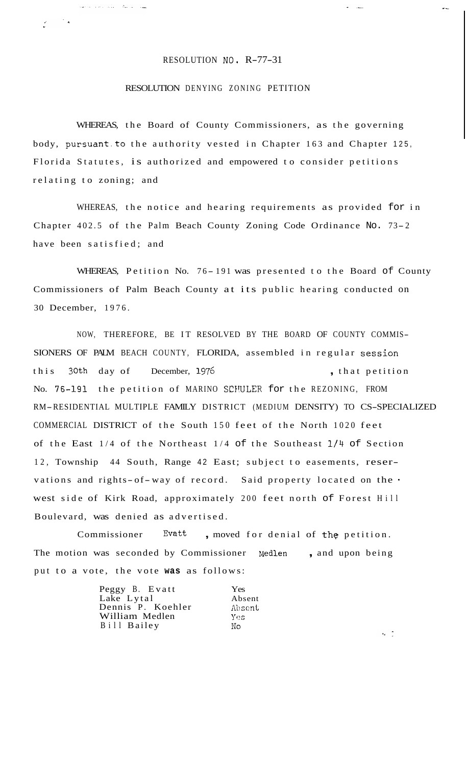RESOLUTION NO. R-77-31

RESOLUTION DENYING ZONING PETITION

WHEREAS, the Board of County Commissioners, as the governing body, pursuant to the authority vested in Chapter 163 and Chapter 125, Florida Statutes, is authorized and empowered to consider petitions relating to zoning; and

WHEREAS, the notice and hearing requirements as provided for in Chapter 402.5 of the Palm Beach County Zoning Code Ordinance No. 73-2 have been satisfied; and

WHEREAS, Petition No. 76-191 was presented to the Board of County Commissioners of Palm Beach County at its public hearing conducted on 30 December, 1976.

NOW, THEREFORE, BE IT RESOLVED BY THE BOARD OF COUNTY COMMISSIONERS OF PALM BEACH COUNTY, FLORIDA, assembled in regular session this 30th day of December, 1976, that petition No. 76-191 the petition of MARINO SCHULER for the REZONING, FROM RM-RESIDENTIAL MULTIPLE FAMILY DISTRICT (MEDIUM DENSITY) TO CS-SPECIALIZED COMMERCIAL DISTRICT of the South 150 feet of the North 1020 feet of the East 1/4 of the Northeast 1/4 of the Southeast 1/4 of Section 12, Township 44 South, Range 42 East; subject to easements, reservations and rights-of-way of record. Said property located on the west side of Kirk Road, approximately 200 feet north of Forest Hill Boulevard, was denied as advertised.

Commissioner Evatt, moved for denial of the petition. The motion was seconded by Commissioner Medlen, and upon being put to a vote, the vote was as follows:

| | |
|---|---|
| Peggy B. Evatt | Yes |
| Lake Lytal | Absent |
| Dennis P. Koehler | Absent |
| William Medlen | Yes |
| Bill Bailey | No |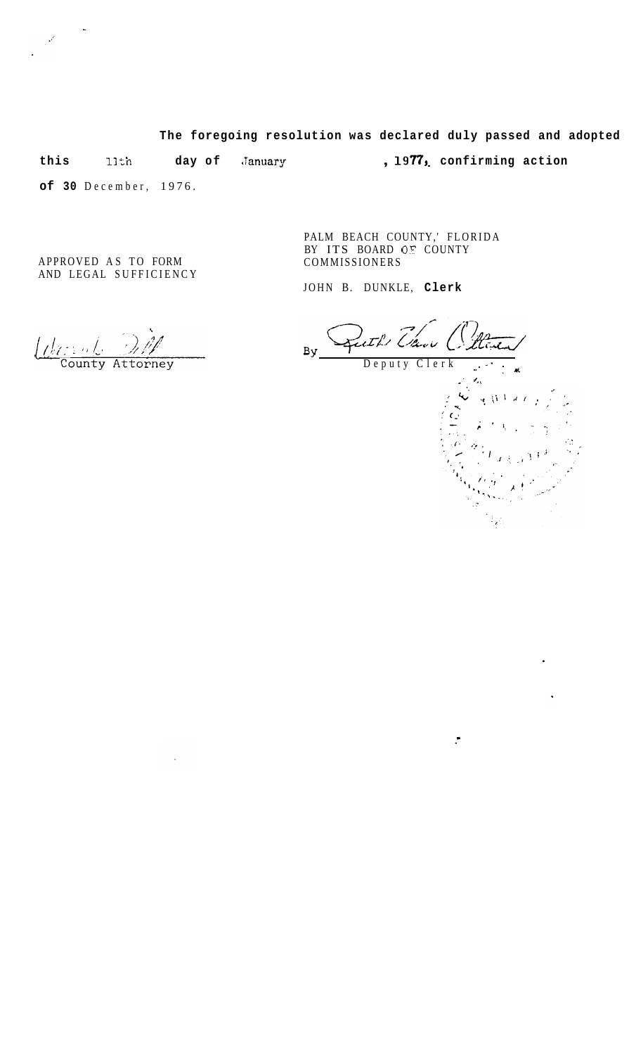**The foregoing resolution was declared duly passed and adopted this** 11th **day of** January **, 1977, confirming action of 30** December, 1976.

APPROVED AS TO FORM
AND LEGAL SUFFICIENCY

County Attorney

PALM BEACH COUNTY, FLORIDA
BY ITS BOARD OF COUNTY
COMMISSIONERS

JOHN B. DUNKLE, **Clerk**

By ____________________
Deputy Clerk